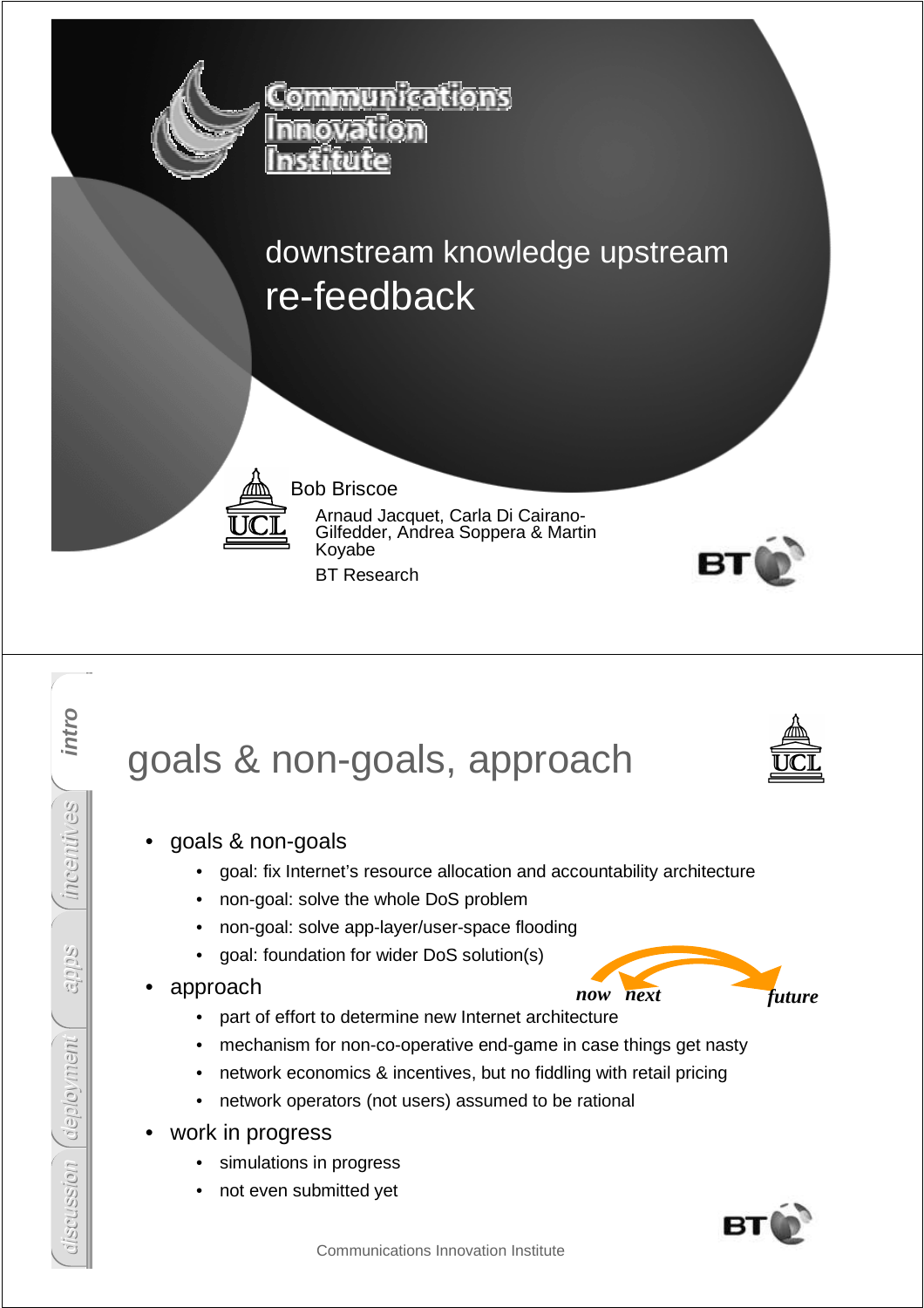Communications Innovation Institute

# downstream knowledge upstream re-feedback

Bob Briscoe

Arnaud Jacquet, Carla Di Cairano-Gilfedder, Andrea Soppera & Martin Koyabe

BT Research

---

intro | incentives | apps | deployment | discussion

## goals & non-goals, approach

- goals & non-goals
  - goal: fix Internet's resource allocation and accountability architecture
  - non-goal: solve the whole DoS problem
  - non-goal: solve app-layer/user-space flooding
  - goal: foundation for wider DoS solution(s)
- approach
  - part of effort to determine new Internet architecture
  - mechanism for non-co-operative end-game in case things get nasty
  - network economics & incentives, but no fiddling with retail pricing
  - network operators (not users) assumed to be rational
- work in progress
  - simulations in progress
  - not even submitted yet

*now* *next* *future*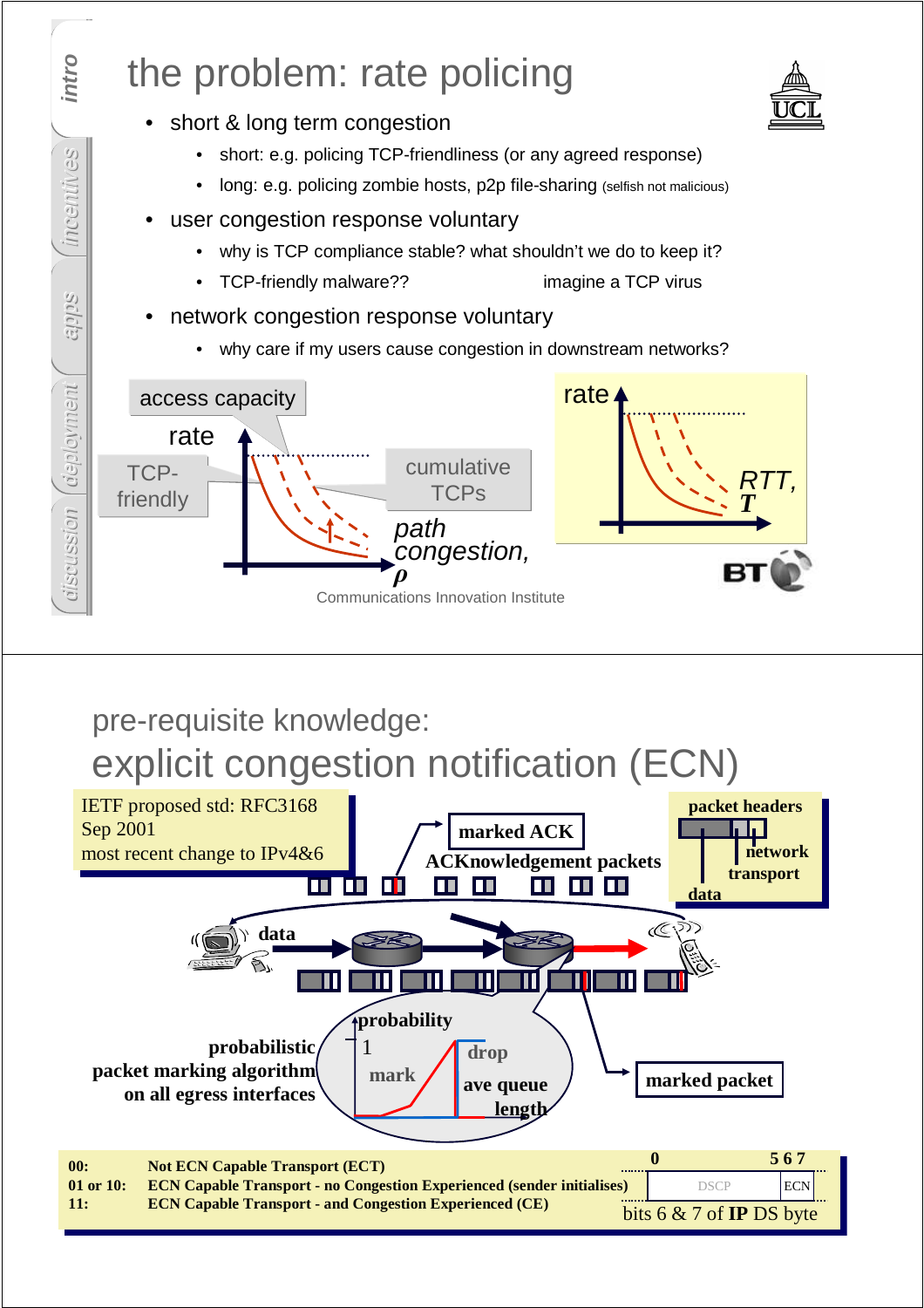# the problem: rate policing

- short & long term congestion
  - short: e.g. policing TCP-friendliness (or any agreed response)
  - long: e.g. policing zombie hosts, p2p file-sharing (selfish not malicious)
- user congestion response voluntary
  - why is TCP compliance stable? what shouldn't we do to keep it?
  - TCP-friendly malware?? imagine a TCP virus
- network congestion response voluntary
  - why care if my users cause congestion in downstream networks?

access capacity

rate

TCP-friendly

cumulative TCPs

path congestion, $\rho$

rate

RTT, $T$

Communications Innovation Institute

# pre-requisite knowledge: explicit congestion notification (ECN)

IETF proposed std: RFC3168
Sep 2001
most recent change to IPv4&6

marked ACK

ACKnowledgement packets

packet headers

network

transport

data

data

probabilistic packet marking algorithm on all egress interfaces

probability

1

mark

drop

ave queue length

marked packet

| | |
|---|---|
| 00: | Not ECN Capable Transport (ECT) |
| 01 or 10: | ECN Capable Transport - no Congestion Experienced (sender initialises) |
| 11: | ECN Capable Transport - and Congestion Experienced (CE) |

0 5 6 7

DSCP | ECN

bits 6 & 7 of **IP** DS byte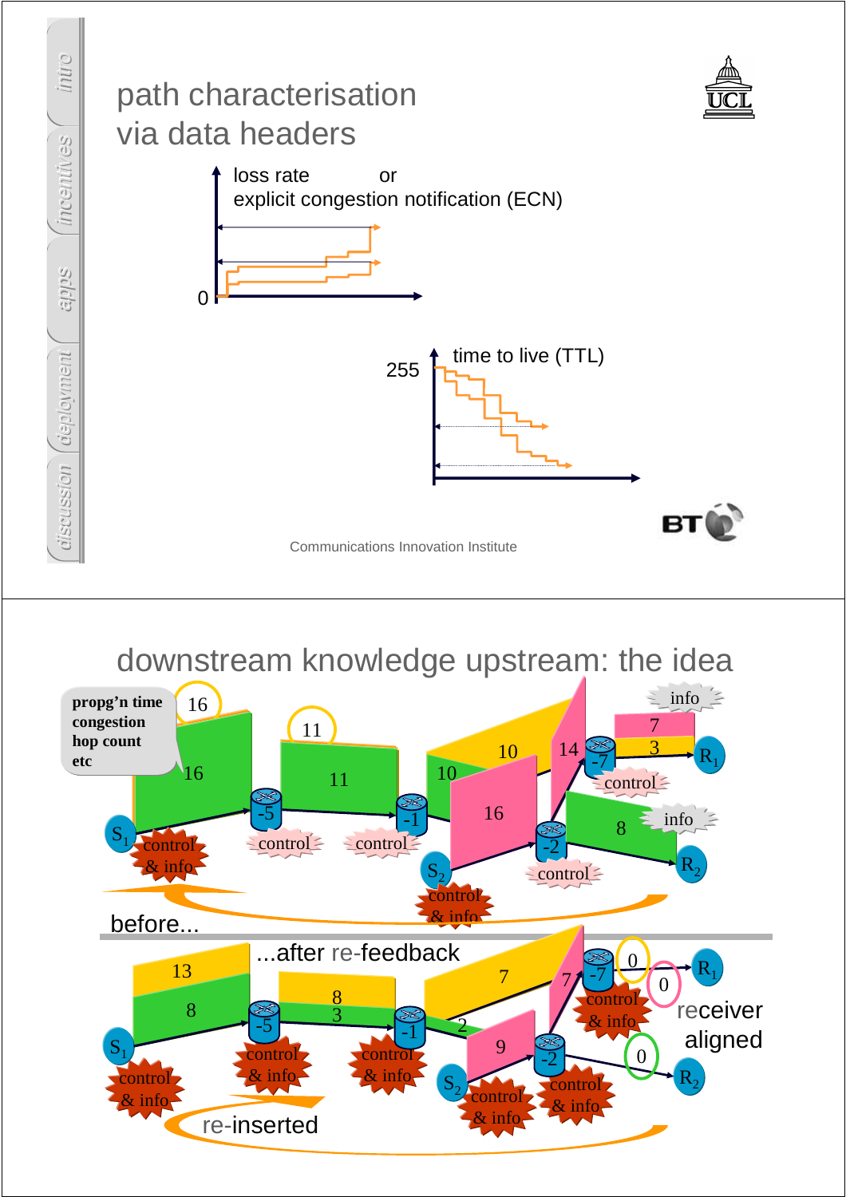## path characterisation via data headers

loss rate or explicit congestion notification (ECN)

0

time to live (TTL)

255

Communications Innovation Institute

## downstream knowledge upstream: the idea

propg'n time
congestion
hop count
etc

16 11 10 14 7 3 16 8

$S_1$ $S_2$ $R_1$ $R_2$

-5 -1 -2 -7

control & info control control control control info info

before...

...after re-feedback

13 8 8 3 7 2 9 7 0 0 0

$S_1$ $S_2$ $R_1$ $R_2$

-5 -1 -2 -7

control & info

receiver aligned

re-inserted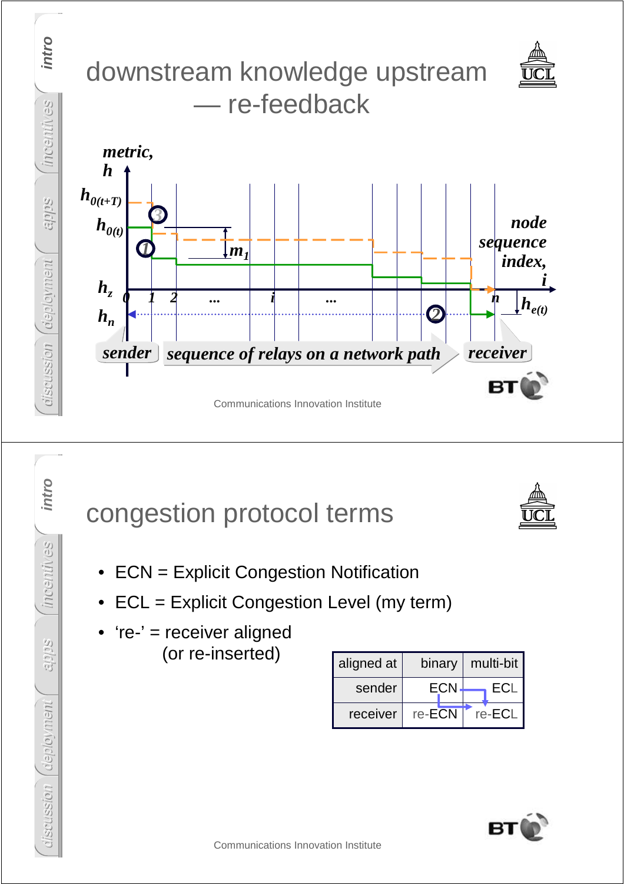# downstream knowledge upstream — re-feedback

metric, $h$

$h_{0(t+T)}$

$h_{0(t)}$

$m_1$

node sequence index, $i$

$h_z$

$h_n$

$h_{e(t)}$

0 1 2 ... $i$ ... $n$

sender — sequence of relays on a network path — receiver

Communications Innovation Institute

# congestion protocol terms

- ECN = Explicit Congestion Notification
- ECL = Explicit Congestion Level (my term)
- 're-' = receiver aligned
  (or re-inserted)

| aligned at | binary | multi-bit |
|---|---|---|
| sender | ECN | ECL |
| receiver | re-ECN | re-ECL |

Communications Innovation Institute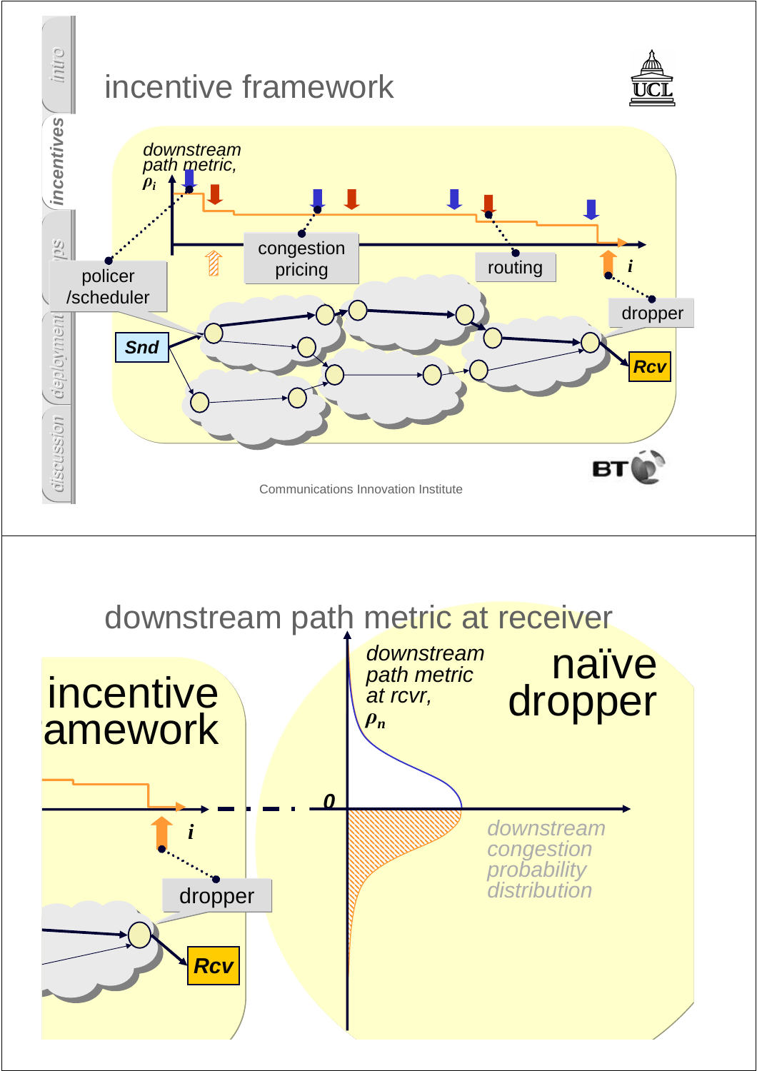## incentive framework

*downstream path metric,* $\rho_i$

congestion pricing

routing

policer /scheduler

dropper

*i*

**Snd**

**Rcv**

Communications Innovation Institute

## downstream path metric at receiver

incentive framework

dropper

*i*

**Rcv**

*downstream path metric at rcvr,* $\rho_n$

naïve dropper

*0*

*downstream congestion probability distribution*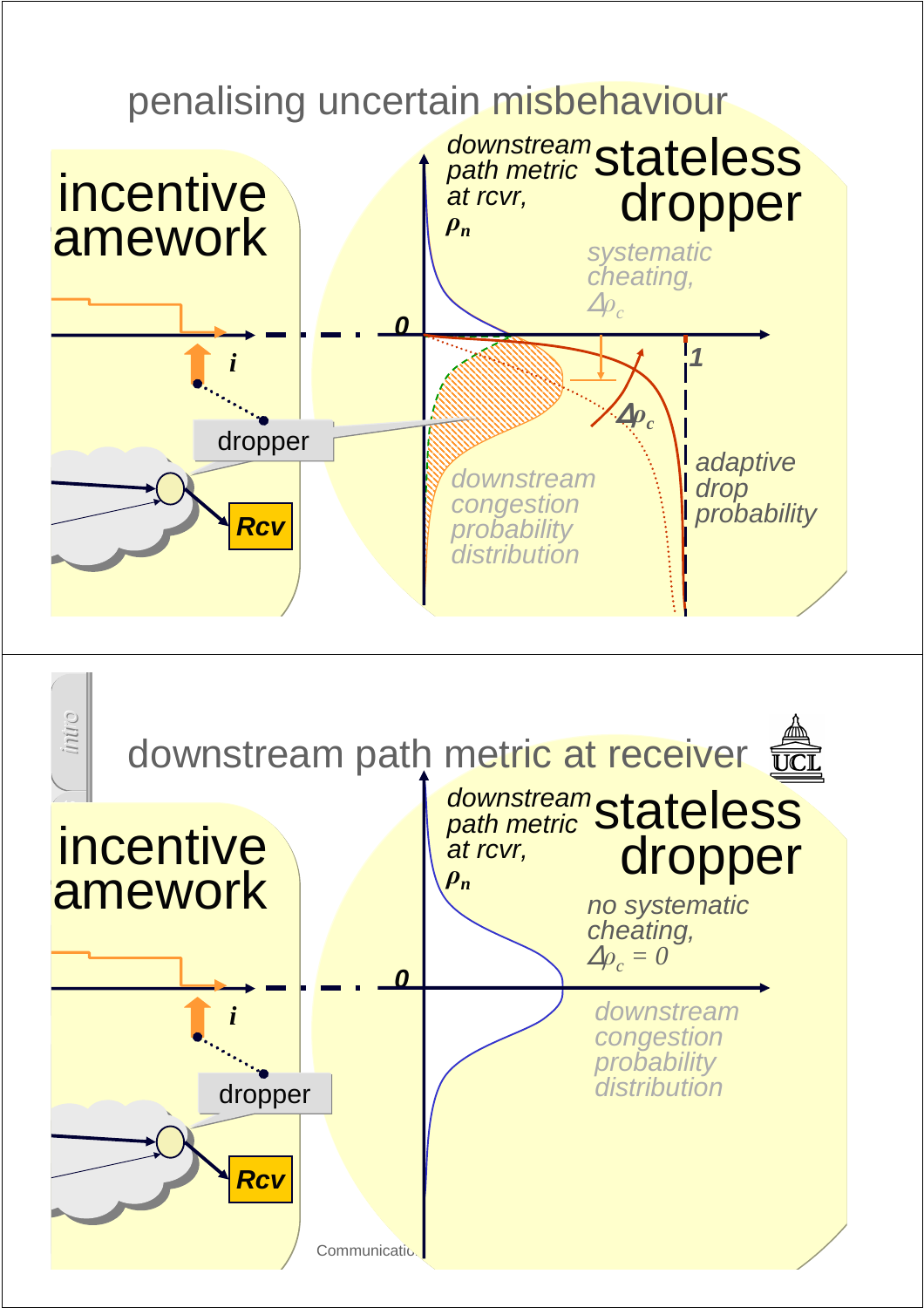## penalising uncertain misbehaviour

incentive framework

stateless dropper

downstream path metric at rcvr, $\rho_n$

systematic cheating, $\Delta\rho_c$

0

1

$i$

dropper

$\Delta\rho_c$

Rcv

downstream congestion probability distribution

adaptive drop probability

## downstream path metric at receiver

incentive framework

stateless dropper

downstream path metric at rcvr, $\rho_n$

no systematic cheating, $\Delta\rho_c = 0$

0

$i$

dropper

Rcv

downstream congestion probability distribution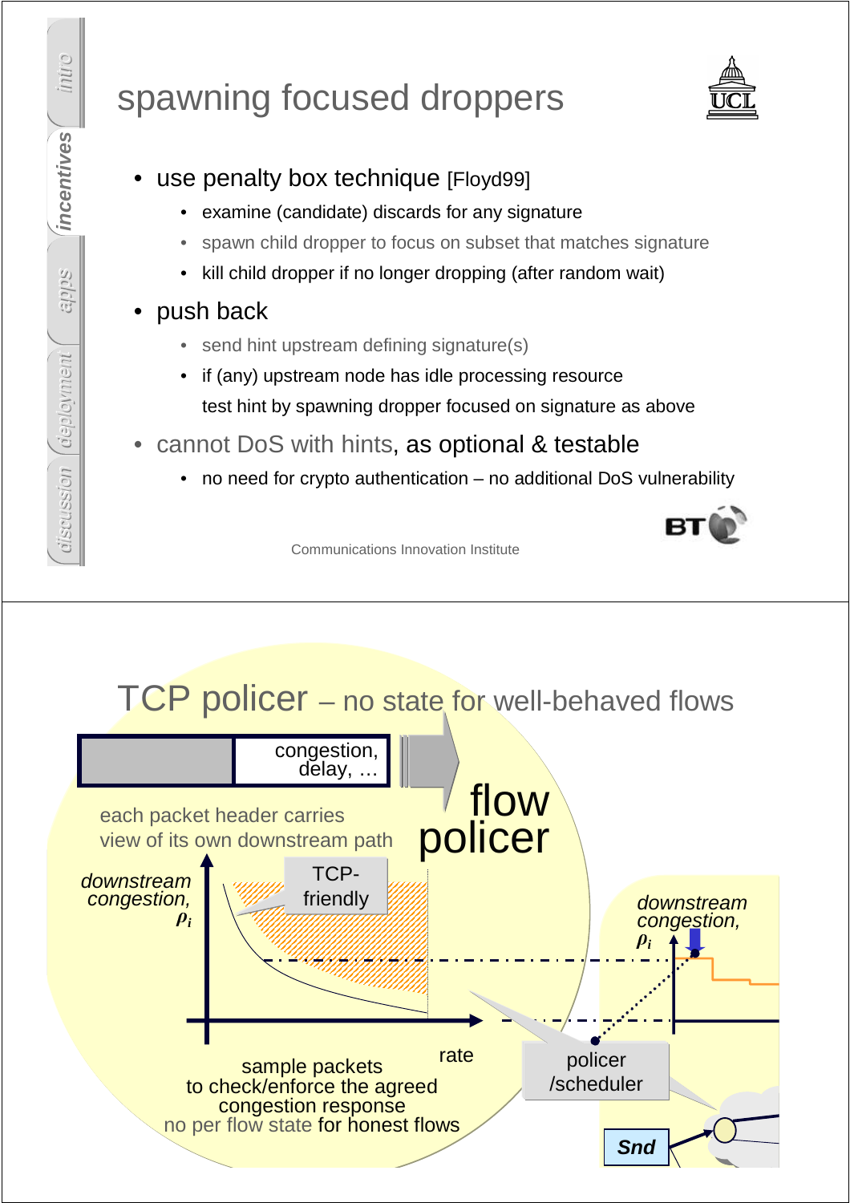# spawning focused droppers

- use penalty box technique [Floyd99]
  - examine (candidate) discards for any signature
  - spawn child dropper to focus on subset that matches signature
  - kill child dropper if no longer dropping (after random wait)
- push back
  - send hint upstream defining signature(s)
  - if (any) upstream node has idle processing resource
    test hint by spawning dropper focused on signature as above
- cannot DoS with hints, as optional & testable
  - no need for crypto authentication – no additional DoS vulnerability

Communications Innovation Institute

# TCP policer – no state for well-behaved flows

congestion, delay, …

each packet header carries view of its own downstream path

flow policer

downstream congestion, $\rho_i$

TCP-friendly

rate

sample packets to check/enforce the agreed congestion response

no per flow state for honest flows

policer /scheduler

downstream congestion, $\rho_i$

Snd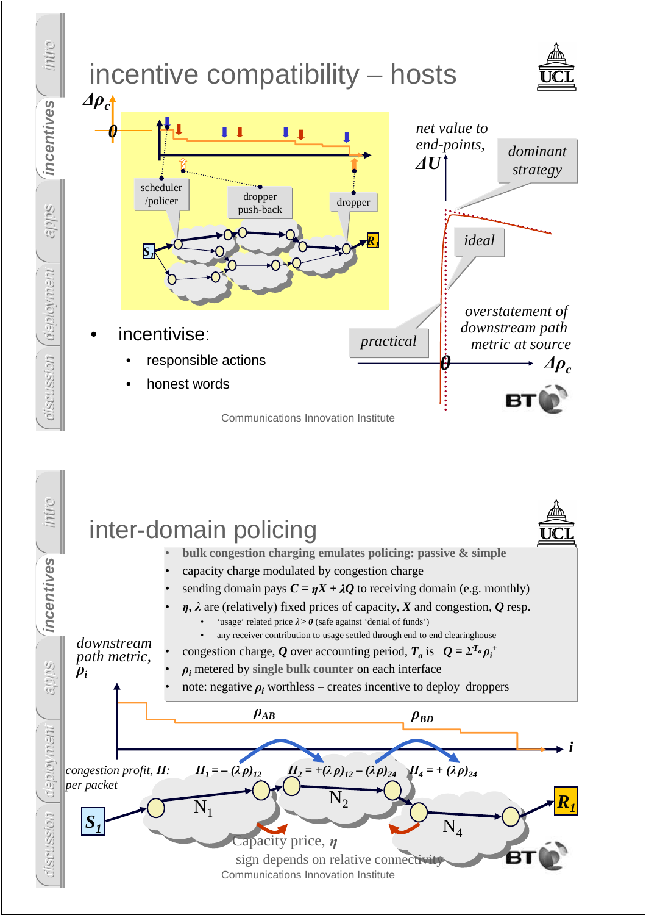# incentive compatibility – hosts

$\Delta\rho_c$

0

scheduler /policer

dropper push-back

dropper

$S_1$

$R_1$

net value to end-points, $\Delta U$

dominant strategy

ideal

overstatement of downstream path metric at source

practical

0 $\Delta\rho_c$

- incentivise:
  - responsible actions
  - honest words

Communications Innovation Institute

# inter-domain policing

- **bulk congestion charging emulates policing: passive & simple**
- capacity charge modulated by congestion charge
- sending domain pays $C = \eta X + \lambda Q$ to receiving domain (e.g. monthly)
- $\eta, \lambda$ are (relatively) fixed prices of capacity, $X$ and congestion, $Q$ resp.
  - 'usage' related price $\lambda \geq 0$ (safe against 'denial of funds')
  - any receiver contribution to usage settled through end to end clearinghouse
- congestion charge, $Q$ over accounting period, $T_a$ is $Q = \Sigma^{T_a} \rho_i^{+}$
- $\rho_i$ metered by **single bulk counter** on each interface
- note: negative $\rho_i$ worthless – creates incentive to deploy droppers

downstream path metric, $\rho_i$

$\rho_{AB}$ $\rho_{BD}$ $i$

congestion profit, $\Pi$: per packet

$\Pi_1 = -(\lambda\rho)_{12}$ $\Pi_2 = +(\lambda\rho)_{12} - (\lambda\rho)_{24}$ $\Pi_4 = +(\lambda\rho)_{24}$

$S_1$ $N_1$ $N_2$ $N_4$ $R_1$

Capacity price, $\eta$

sign depends on relative connectivity

Communications Innovation Institute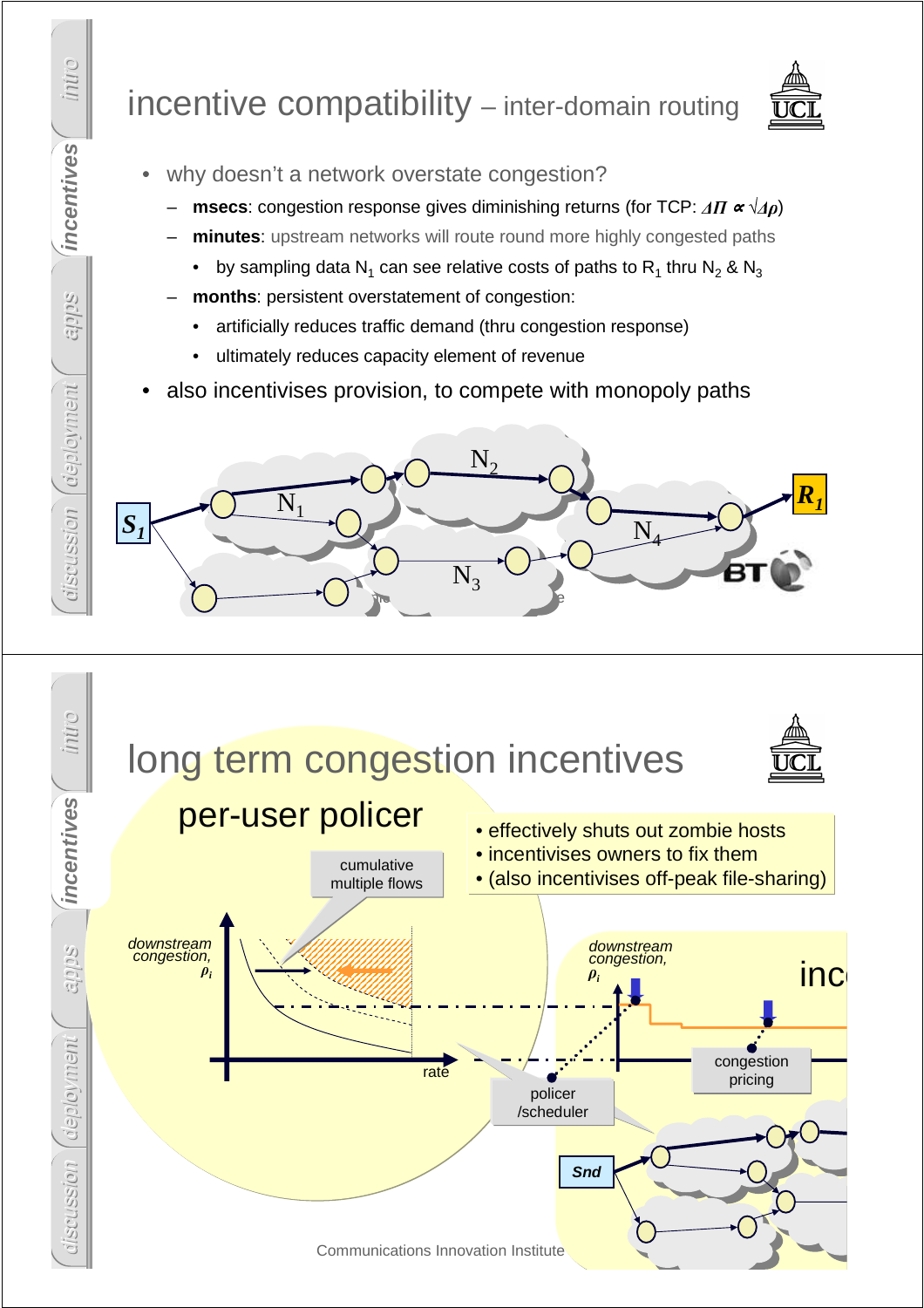# incentive compatibility – inter-domain routing

- why doesn't a network overstate congestion?
  - **msecs**: congestion response gives diminishing returns (for TCP: $\Delta\Pi \propto \sqrt{\Delta\rho}$)
  - **minutes**: upstream networks will route round more highly congested paths
    - by sampling data $N_1$ can see relative costs of paths to $R_1$ thru $N_2$ & $N_3$
  - **months**: persistent overstatement of congestion:
    - artificially reduces traffic demand (thru congestion response)
    - ultimately reduces capacity element of revenue
- also incentivises provision, to compete with monopoly paths

$S_1$ $N_1$ $N_2$ $N_3$ $N_4$ $R_1$

# long term congestion incentives

## per-user policer

- effectively shuts out zombie hosts
- incentivises owners to fix them
- (also incentivises off-peak file-sharing)

cumulative multiple flows

downstream congestion, $\rho_i$

rate

policer /scheduler

congestion pricing

Snd

Communications Innovation Institute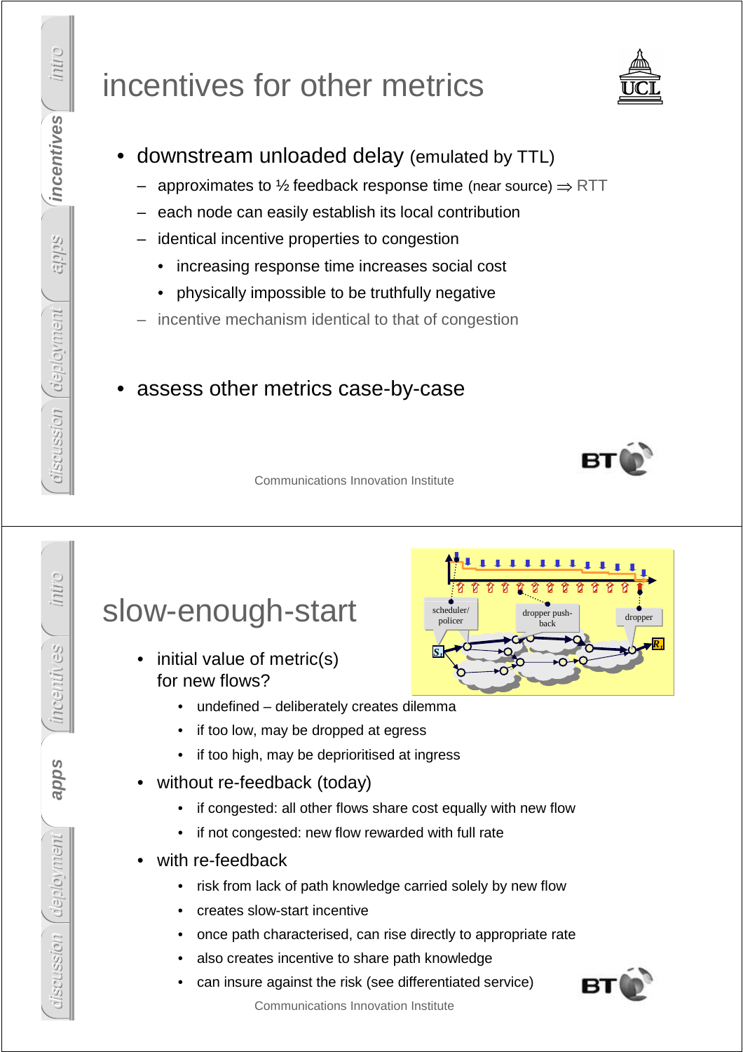# incentives for other metrics

- downstream unloaded delay (emulated by TTL)
  - approximates to ½ feedback response time (near source) ⇒ RTT
  - each node can easily establish its local contribution
  - identical incentive properties to congestion
    - increasing response time increases social cost
    - physically impossible to be truthfully negative
  - incentive mechanism identical to that of congestion
- assess other metrics case-by-case

Communications Innovation Institute

# slow-enough-start

- initial value of metric(s) for new flows?
  - undefined – deliberately creates dilemma
  - if too low, may be dropped at egress
  - if too high, may be deprioritised at ingress
- without re-feedback (today)
  - if congested: all other flows share cost equally with new flow
  - if not congested: new flow rewarded with full rate
- with re-feedback
  - risk from lack of path knowledge carried solely by new flow
  - creates slow-start incentive
  - once path characterised, can rise directly to appropriate rate
  - also creates incentive to share path knowledge
  - can insure against the risk (see differentiated service)

Communications Innovation Institute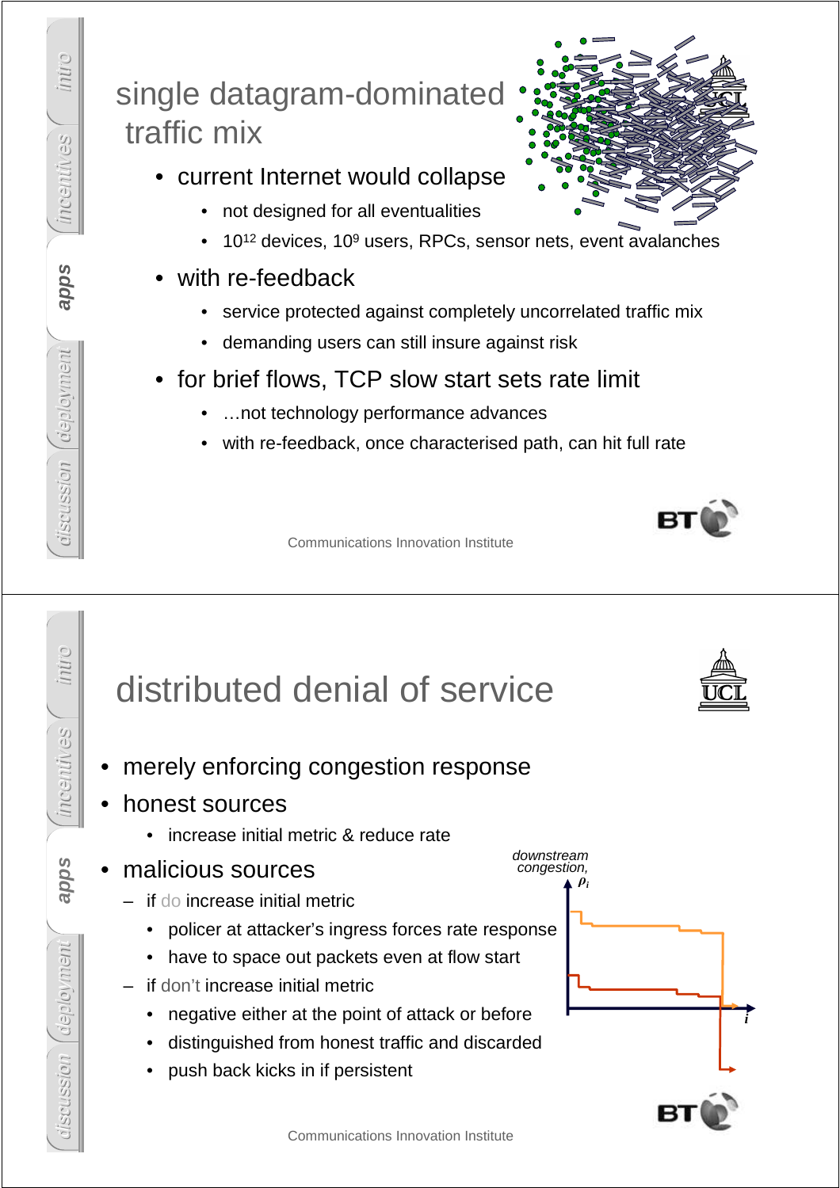## single datagram-dominated traffic mix

- current Internet would collapse
  - not designed for all eventualities
  - $10^{12}$ devices, $10^{9}$ users, RPCs, sensor nets, event avalanches
- with re-feedback
  - service protected against completely uncorrelated traffic mix
  - demanding users can still insure against risk
- for brief flows, TCP slow start sets rate limit
  - …not technology performance advances
  - with re-feedback, once characterised path, can hit full rate

Communications Innovation Institute

## distributed denial of service

- merely enforcing congestion response
- honest sources
  - increase initial metric & reduce rate
- malicious sources
  - if do increase initial metric
    - policer at attacker's ingress forces rate response
    - have to space out packets even at flow start
  - if don't increase initial metric
    - negative either at the point of attack or before
    - distinguished from honest traffic and discarded
    - push back kicks in if persistent

downstream congestion, $\rho_i$

$i$

Communications Innovation Institute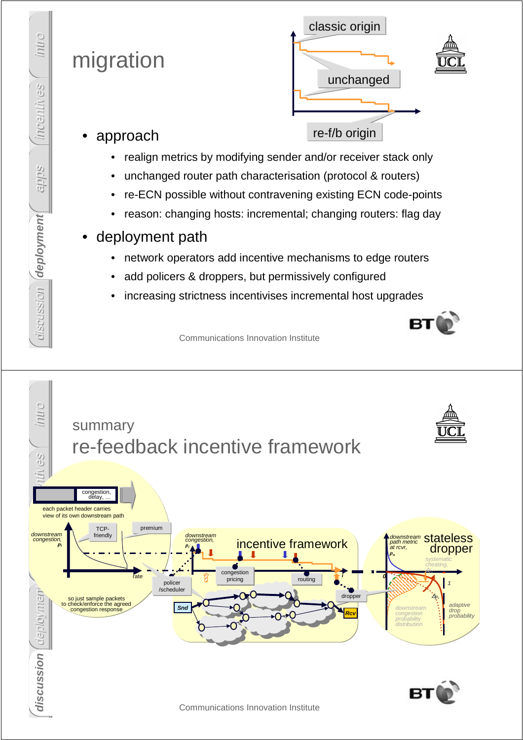# migration

classic origin

unchanged

re-f/b origin

- approach
  - realign metrics by modifying sender and/or receiver stack only
  - unchanged router path characterisation (protocol & routers)
  - re-ECN possible without contravening existing ECN code-points
  - reason: changing hosts: incremental; changing routers: flag day
- deployment path
  - network operators add incentive mechanisms to edge routers
  - add policers & droppers, but permissively configured
  - increasing strictness incentivises incremental host upgrades

Communications Innovation Institute

# summary
## re-feedback incentive framework

congestion, delay, …

each packet header carries view of its own downstream path

downstream congestion, $\rho_i$

TCP-friendly

premium

rate

so just sample packets to check/enforce the agreed congestion response

policer /scheduler

downstream congestion, $\rho_i$

incentive framework

congestion pricing

routing

dropper

Snd

Rcv

downstream path metric at rcvr, $\rho_n$

stateless dropper

systematic cheating

downstream congestion probability distribution

adaptive drop probability

Communications Innovation Institute